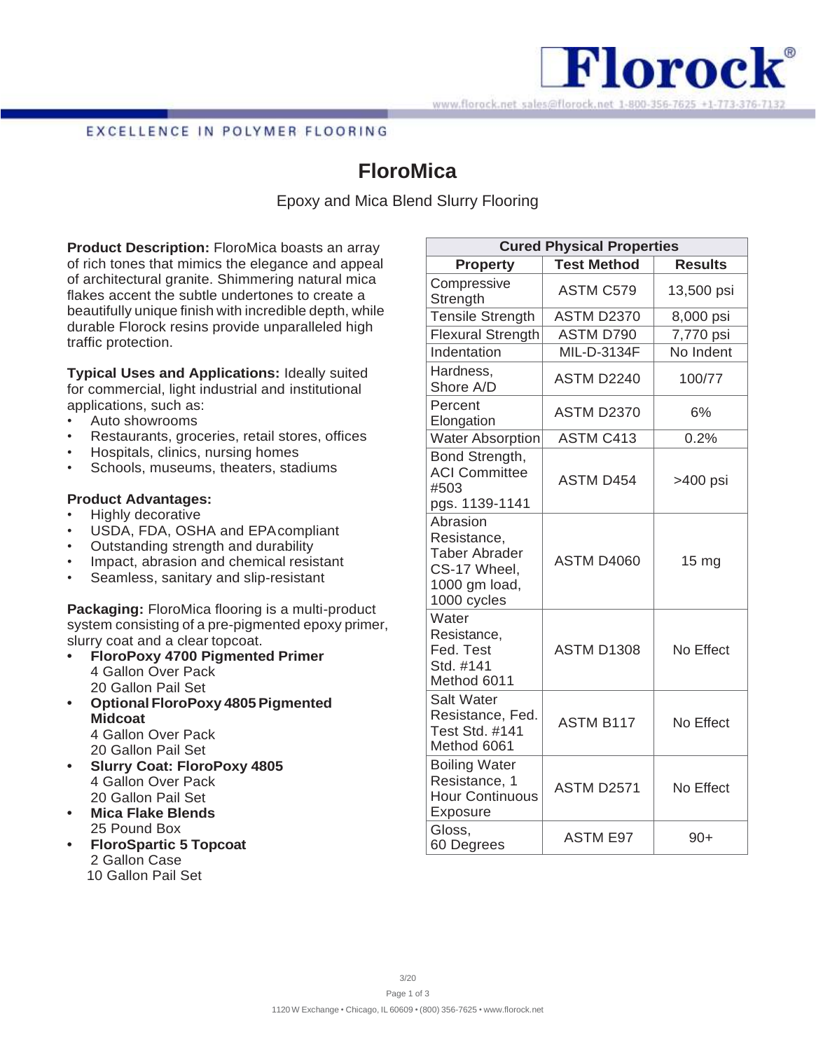EXCELLENCE IN POLYMER FLOORING

# FloroMica

Epoxy and Mica Blend Slurry Flooring

**Product Description:** FloroMica boasts an array of rich tones that mimics the elegance and appeal of architectural granite. Shimmering natural mica flakes accent the subtle undertones to create a beautifully unique finish with incredible depth, while durable Florock resins provide unparalleled high traffic protection.

**Typical Uses and Applications:** Ideally suited for commercial, light industrial and institutional applications, such as:

- Auto showrooms
- Restaurants, groceries, retail stores, offices
- Hospitals, clinics, nursing homes
- Schools, museums, theaters, stadiums

**Product Advantages:**

- Highly decorative
- USDA, FDA, OSHA and EPA compliant
- Outstanding strength and durability
- Impact, abrasion and chemical resistant
- Seamless, sanitary and slip-resistant

**Packaging:** FloroMica flooring is a multi-product system consisting of a pre-pigmented epoxy primer, slurry coat and a clear topcoat.

- **FloroPoxy 4700 Pigmented Primer**
  4 Gallon Over Pack
  20 Gallon Pail Set
- **Optional FloroPoxy 4805 Pigmented Midcoat**
  4 Gallon Over Pack
  20 Gallon Pail Set
- **Slurry Coat: FloroPoxy 4805**
  4 Gallon Over Pack
  20 Gallon Pail Set
- **Mica Flake Blends**
  25 Pound Box
- **FloroSpartic 5 Topcoat**
  2 Gallon Case
  10 Gallon Pail Set

| **Cured Physical Properties** | | |
|---|---|---|
| **Property** | **Test Method** | **Results** |
| Compressive Strength | ASTM C579 | 13,500 psi |
| Tensile Strength | ASTM D2370 | 8,000 psi |
| Flexural Strength | ASTM D790 | 7,770 psi |
| Indentation | MIL-D-3134F | No Indent |
| Hardness, Shore A/D | ASTM D2240 | 100/77 |
| Percent Elongation | ASTM D2370 | 6% |
| Water Absorption | ASTM C413 | 0.2% |
| Bond Strength, ACI Committee #503 pgs. 1139-1141 | ASTM D454 | >400 psi |
| Abrasion Resistance, Taber Abrader CS-17 Wheel, 1000 gm load, 1000 cycles | ASTM D4060 | 15 mg |
| Water Resistance, Fed. Test Std. #141 Method 6011 | ASTM D1308 | No Effect |
| Salt Water Resistance, Fed. Test Std. #141 Method 6061 | ASTM B117 | No Effect |
| Boiling Water Resistance, 1 Hour Continuous Exposure | ASTM D2571 | No Effect |
| Gloss, 60 Degrees | ASTM E97 | 90+ |

3/20

1120 W Exchange • Chicago, IL 60609 • (800) 356-7625 • www.florock.net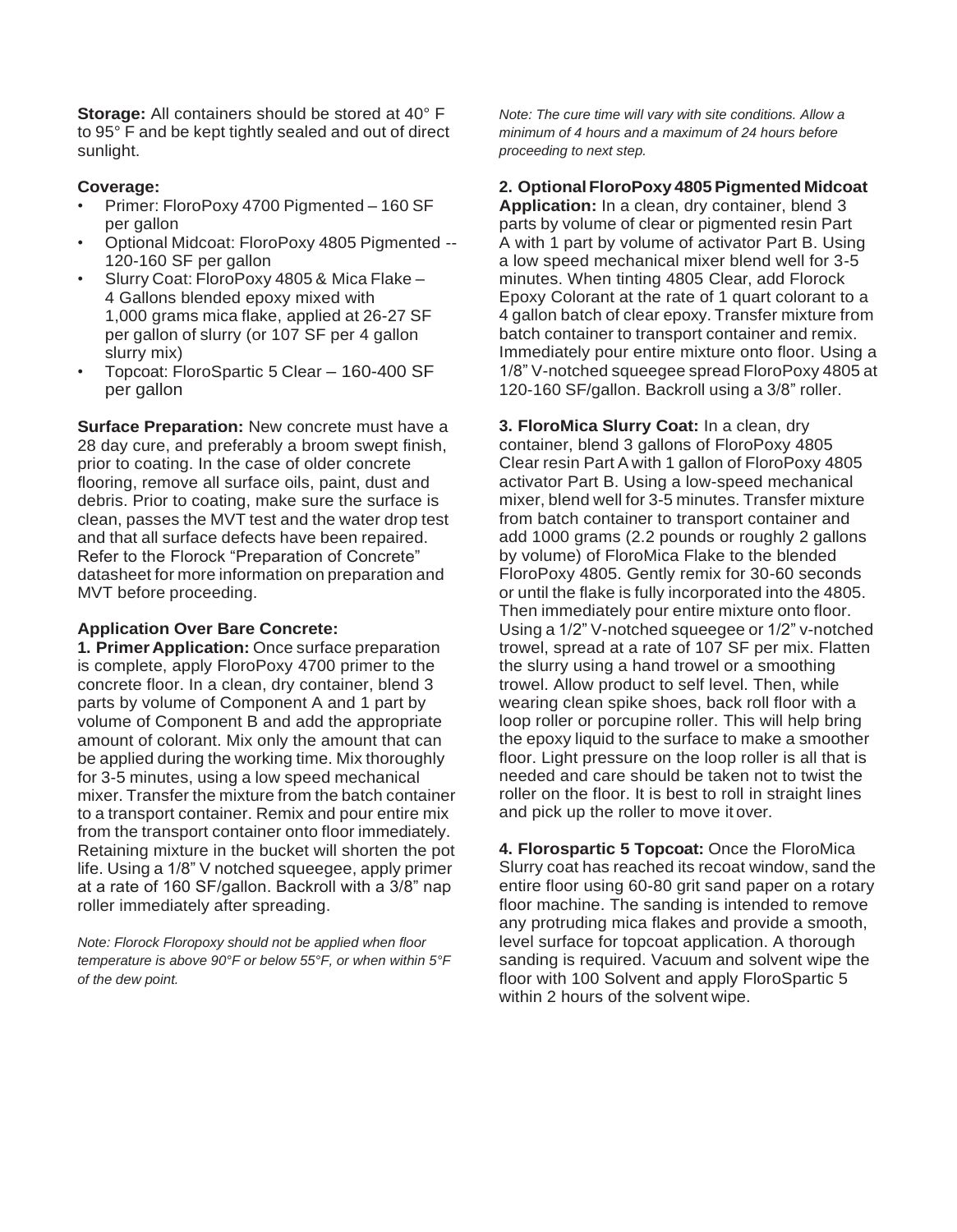**Storage:** All containers should be stored at 40° F to 95° F and be kept tightly sealed and out of direct sunlight.

**Coverage:**

- Primer: FloroPoxy 4700 Pigmented – 160 SF per gallon
- Optional Midcoat: FloroPoxy 4805 Pigmented -- 120-160 SF per gallon
- Slurry Coat: FloroPoxy 4805 & Mica Flake – 4 Gallons blended epoxy mixed with 1,000 grams mica flake, applied at 26-27 SF per gallon of slurry (or 107 SF per 4 gallon slurry mix)
- Topcoat: FloroSpartic 5 Clear – 160-400 SF per gallon

**Surface Preparation:** New concrete must have a 28 day cure, and preferably a broom swept finish, prior to coating. In the case of older concrete flooring, remove all surface oils, paint, dust and debris. Prior to coating, make sure the surface is clean, passes the MVT test and the water drop test and that all surface defects have been repaired. Refer to the Florock "Preparation of Concrete" datasheet for more information on preparation and MVT before proceeding.

**Application Over Bare Concrete:**

**1. Primer Application:** Once surface preparation is complete, apply FloroPoxy 4700 primer to the concrete floor. In a clean, dry container, blend 3 parts by volume of Component A and 1 part by volume of Component B and add the appropriate amount of colorant. Mix only the amount that can be applied during the working time. Mix thoroughly for 3-5 minutes, using a low speed mechanical mixer. Transfer the mixture from the batch container to a transport container. Remix and pour entire mix from the transport container onto floor immediately. Retaining mixture in the bucket will shorten the pot life. Using a 1/8" V notched squeegee, apply primer at a rate of 160 SF/gallon. Backroll with a 3/8" nap roller immediately after spreading.

*Note: Florock Floropoxy should not be applied when floor temperature is above 90°F or below 55°F, or when within 5°F of the dew point.*

*Note: The cure time will vary with site conditions. Allow a minimum of 4 hours and a maximum of 24 hours before proceeding to next step.*

**2. Optional FloroPoxy 4805 Pigmented Midcoat Application:** In a clean, dry container, blend 3 parts by volume of clear or pigmented resin Part A with 1 part by volume of activator Part B. Using a low speed mechanical mixer blend well for 3-5 minutes. When tinting 4805 Clear, add Florock Epoxy Colorant at the rate of 1 quart colorant to a 4 gallon batch of clear epoxy. Transfer mixture from batch container to transport container and remix. Immediately pour entire mixture onto floor. Using a 1/8" V-notched squeegee spread FloroPoxy 4805 at 120-160 SF/gallon. Backroll using a 3/8" roller.

**3. FloroMica Slurry Coat:** In a clean, dry container, blend 3 gallons of FloroPoxy 4805 Clear resin Part A with 1 gallon of FloroPoxy 4805 activator Part B. Using a low-speed mechanical mixer, blend well for 3-5 minutes. Transfer mixture from batch container to transport container and add 1000 grams (2.2 pounds or roughly 2 gallons by volume) of FloroMica Flake to the blended FloroPoxy 4805. Gently remix for 30-60 seconds or until the flake is fully incorporated into the 4805. Then immediately pour entire mixture onto floor. Using a 1/2" V-notched squeegee or 1/2" v-notched trowel, spread at a rate of 107 SF per mix. Flatten the slurry using a hand trowel or a smoothing trowel. Allow product to self level. Then, while wearing clean spike shoes, back roll floor with a loop roller or porcupine roller. This will help bring the epoxy liquid to the surface to make a smoother floor. Light pressure on the loop roller is all that is needed and care should be taken not to twist the roller on the floor. It is best to roll in straight lines and pick up the roller to move it over.

**4. Florospartic 5 Topcoat:** Once the FloroMica Slurry coat has reached its recoat window, sand the entire floor using 60-80 grit sand paper on a rotary floor machine. The sanding is intended to remove any protruding mica flakes and provide a smooth, level surface for topcoat application. A thorough sanding is required. Vacuum and solvent wipe the floor with 100 Solvent and apply FloroSpartic 5 within 2 hours of the solvent wipe.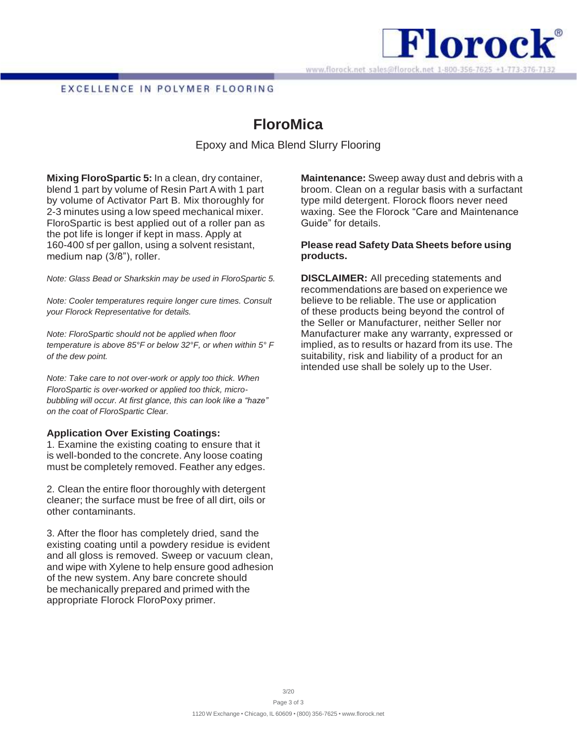# FloroMica

Epoxy and Mica Blend Slurry Flooring

**Mixing FloroSpartic 5:** In a clean, dry container, blend 1 part by volume of Resin Part A with 1 part by volume of Activator Part B. Mix thoroughly for 2-3 minutes using a low speed mechanical mixer. FloroSpartic is best applied out of a roller pan as the pot life is longer if kept in mass. Apply at 160-400 sf per gallon, using a solvent resistant, medium nap (3/8"), roller.

*Note: Glass Bead or Sharkskin may be used in FloroSpartic 5.*

*Note: Cooler temperatures require longer cure times. Consult your Florock Representative for details.*

*Note: FloroSpartic should not be applied when floor temperature is above 85°F or below 32°F, or when within 5° F of the dew point.*

*Note: Take care to not over-work or apply too thick. When FloroSpartic is over-worked or applied too thick, micro-bubbling will occur. At first glance, this can look like a "haze" on the coat of FloroSpartic Clear.*

**Application Over Existing Coatings:**

1. Examine the existing coating to ensure that it is well-bonded to the concrete. Any loose coating must be completely removed. Feather any edges.

2. Clean the entire floor thoroughly with detergent cleaner; the surface must be free of all dirt, oils or other contaminants.

3. After the floor has completely dried, sand the existing coating until a powdery residue is evident and all gloss is removed. Sweep or vacuum clean, and wipe with Xylene to help ensure good adhesion of the new system. Any bare concrete should be mechanically prepared and primed with the appropriate Florock FloroPoxy primer.

**Maintenance:** Sweep away dust and debris with a broom. Clean on a regular basis with a surfactant type mild detergent. Florock floors never need waxing. See the Florock "Care and Maintenance Guide" for details.

**Please read Safety Data Sheets before using products.**

**DISCLAIMER:** All preceding statements and recommendations are based on experience we believe to be reliable. The use or application of these products being beyond the control of the Seller or Manufacturer, neither Seller nor Manufacturer make any warranty, expressed or implied, as to results or hazard from its use. The suitability, risk and liability of a product for an intended use shall be solely up to the User.

3/20